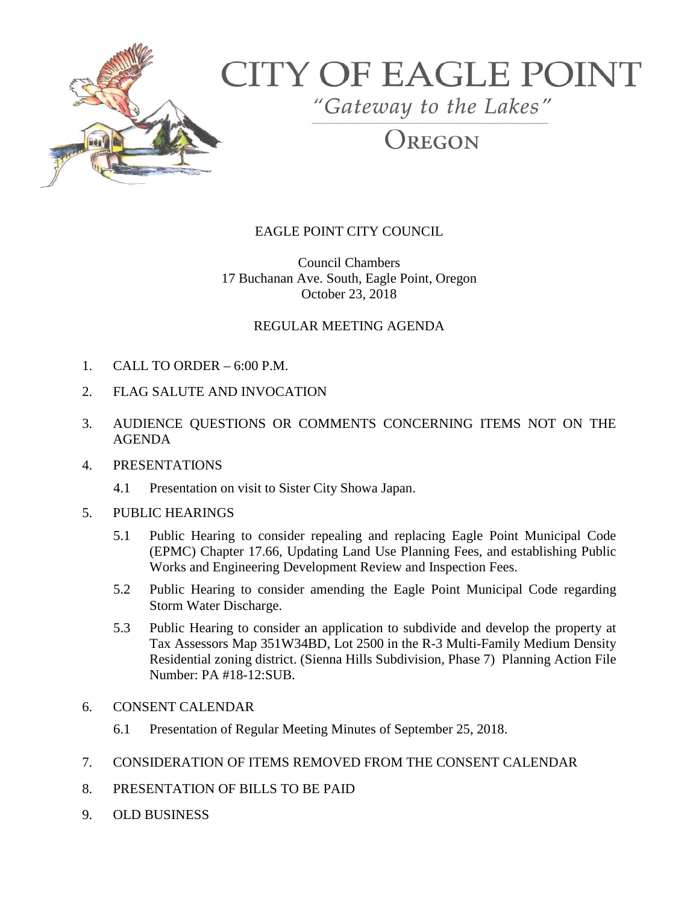# CITY OF EAGLE POINT

*"Gateway to the Lakes"*

OREGON

## EAGLE POINT CITY COUNCIL

Council Chambers
17 Buchanan Ave. South, Eagle Point, Oregon
October 23, 2018

## REGULAR MEETING AGENDA

1. CALL TO ORDER – 6:00 P.M.
2. FLAG SALUTE AND INVOCATION
3. AUDIENCE QUESTIONS OR COMMENTS CONCERNING ITEMS NOT ON THE AGENDA
4. PRESENTATIONS
   - 4.1 Presentation on visit to Sister City Showa Japan.
5. PUBLIC HEARINGS
   - 5.1 Public Hearing to consider repealing and replacing Eagle Point Municipal Code (EPMC) Chapter 17.66, Updating Land Use Planning Fees, and establishing Public Works and Engineering Development Review and Inspection Fees.
   - 5.2 Public Hearing to consider amending the Eagle Point Municipal Code regarding Storm Water Discharge.
   - 5.3 Public Hearing to consider an application to subdivide and develop the property at Tax Assessors Map 351W34BD, Lot 2500 in the R-3 Multi-Family Medium Density Residential zoning district. (Sienna Hills Subdivision, Phase 7) Planning Action File Number: PA #18-12:SUB.
6. CONSENT CALENDAR
   - 6.1 Presentation of Regular Meeting Minutes of September 25, 2018.
7. CONSIDERATION OF ITEMS REMOVED FROM THE CONSENT CALENDAR
8. PRESENTATION OF BILLS TO BE PAID
9. OLD BUSINESS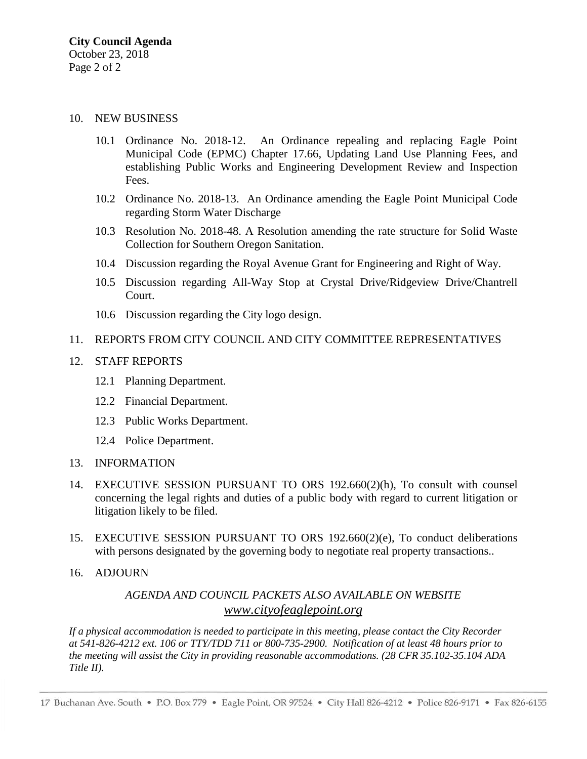10. NEW BUSINESS

    10.1 Ordinance No. 2018-12. An Ordinance repealing and replacing Eagle Point Municipal Code (EPMC) Chapter 17.66, Updating Land Use Planning Fees, and establishing Public Works and Engineering Development Review and Inspection Fees.

    10.2 Ordinance No. 2018-13. An Ordinance amending the Eagle Point Municipal Code regarding Storm Water Discharge

    10.3 Resolution No. 2018-48. A Resolution amending the rate structure for Solid Waste Collection for Southern Oregon Sanitation.

    10.4 Discussion regarding the Royal Avenue Grant for Engineering and Right of Way.

    10.5 Discussion regarding All-Way Stop at Crystal Drive/Ridgeview Drive/Chantrell Court.

    10.6 Discussion regarding the City logo design.

11. REPORTS FROM CITY COUNCIL AND CITY COMMITTEE REPRESENTATIVES

12. STAFF REPORTS

    12.1 Planning Department.

    12.2 Financial Department.

    12.3 Public Works Department.

    12.4 Police Department.

13. INFORMATION

14. EXECUTIVE SESSION PURSUANT TO ORS 192.660(2)(h), To consult with counsel concerning the legal rights and duties of a public body with regard to current litigation or litigation likely to be filed.

15. EXECUTIVE SESSION PURSUANT TO ORS 192.660(2)(e), To conduct deliberations with persons designated by the governing body to negotiate real property transactions..

16. ADJOURN

*AGENDA AND COUNCIL PACKETS ALSO AVAILABLE ON WEBSITE*
*www.cityofeaglepoint.org*

*If a physical accommodation is needed to participate in this meeting, please contact the City Recorder at 541-826-4212 ext. 106 or TTY/TDD 711 or 800-735-2900. Notification of at least 48 hours prior to the meeting will assist the City in providing reasonable accommodations. (28 CFR 35.102-35.104 ADA Title II).*

17 Buchanan Ave. South • P.O. Box 779 • Eagle Point, OR 97524 • City Hall 826-4212 • Police 826-9171 • Fax 826-6155